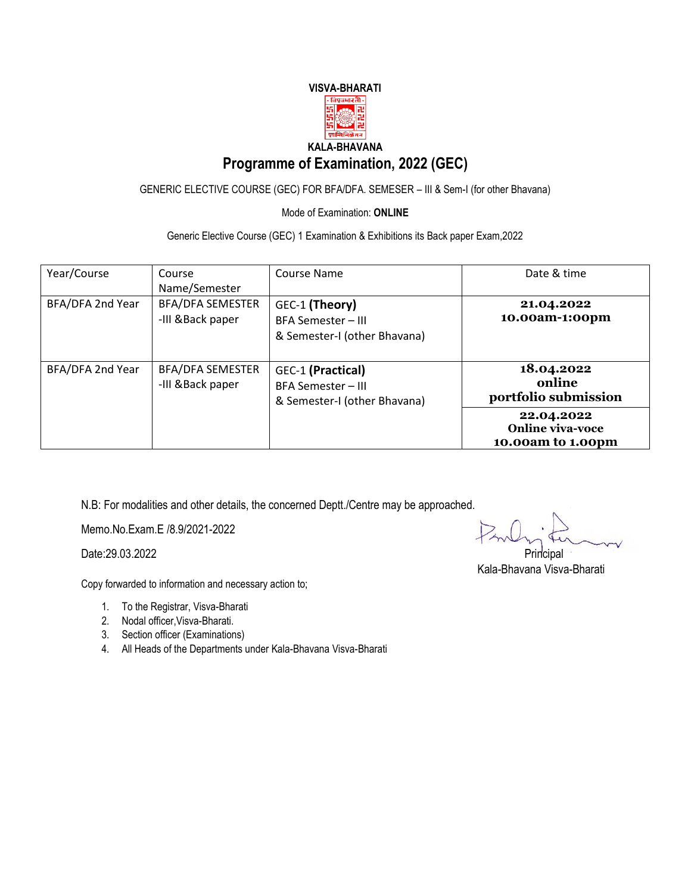**VISVA-BHARATI**

**KALA-BHAVANA**

# Programme of Examination, 2022 (GEC)

GENERIC ELECTIVE COURSE (GEC) FOR BFA/DFA. SEMESER – III & Sem-I (for other Bhavana)

Mode of Examination: **ONLINE**

Generic Elective Course (GEC) 1 Examination & Exhibitions its Back paper Exam,2022

| Year/Course | Course Name/Semester | Course Name | Date & time |
|---|---|---|---|
| BFA/DFA 2nd Year | BFA/DFA SEMESTER -III &Back paper | GEC-1 **(Theory)** BFA Semester – III & Semester-I (other Bhavana) | **21.04.2022 10.00am-1:00pm** |
| BFA/DFA 2nd Year | BFA/DFA SEMESTER -III &Back paper | GEC-1 **(Practical)** BFA Semester – III & Semester-I (other Bhavana) | **18.04.2022 online portfolio submission** |
| | | | **22.04.2022 Online viva-voce 10.00am to 1.00pm** |

N.B: For modalities and other details, the concerned Deptt./Centre may be approached.

Memo.No.Exam.E /8.9/2021-2022

Date:29.03.2022

Principal
Kala-Bhavana Visva-Bharati

Copy forwarded to information and necessary action to;

1. To the Registrar, Visva-Bharati
2. Nodal officer,Visva-Bharati.
3. Section officer (Examinations)
4. All Heads of the Departments under Kala-Bhavana Visva-Bharati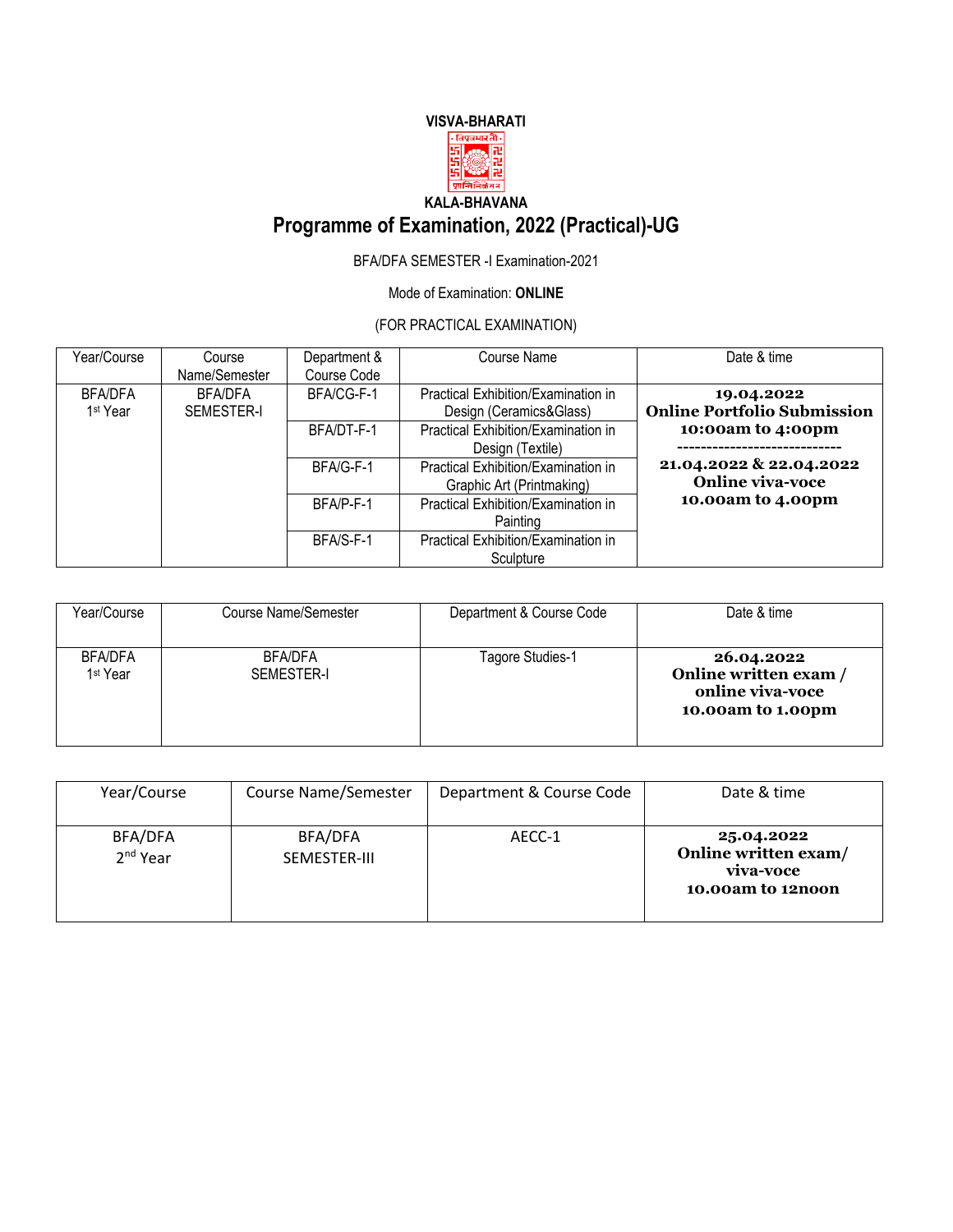**VISVA-BHARATI**

**KALA-BHAVANA**

# Programme of Examination, 2022 (Practical)-UG

BFA/DFA SEMESTER -I Examination-2021

Mode of Examination: **ONLINE**

(FOR PRACTICAL EXAMINATION)

| Year/Course | Course Name/Semester | Department & Course Code | Course Name | Date & time |
|---|---|---|---|---|
| BFA/DFA 1st Year | BFA/DFA SEMESTER-I | BFA/CG-F-1 | Practical Exhibition/Examination in Design (Ceramics&Glass) | **19.04.2022 Online Portfolio Submission 10:00am to 4:00pm** ---------------------------- **21.04.2022 & 22.04.2022 Online viva-voce 10.00am to 4.00pm** |
| | | BFA/DT-F-1 | Practical Exhibition/Examination in Design (Textile) | |
| | | BFA/G-F-1 | Practical Exhibition/Examination in Graphic Art (Printmaking) | |
| | | BFA/P-F-1 | Practical Exhibition/Examination in Painting | |
| | | BFA/S-F-1 | Practical Exhibition/Examination in Sculpture | |

| Year/Course | Course Name/Semester | Department & Course Code | Date & time |
|---|---|---|---|
| BFA/DFA 1st Year | BFA/DFA SEMESTER-I | Tagore Studies-1 | **26.04.2022 Online written exam / online viva-voce 10.00am to 1.00pm** |

| Year/Course | Course Name/Semester | Department & Course Code | Date & time |
|---|---|---|---|
| BFA/DFA 2nd Year | BFA/DFA SEMESTER-III | AECC-1 | **25.04.2022 Online written exam/ viva-voce 10.00am to 12noon** |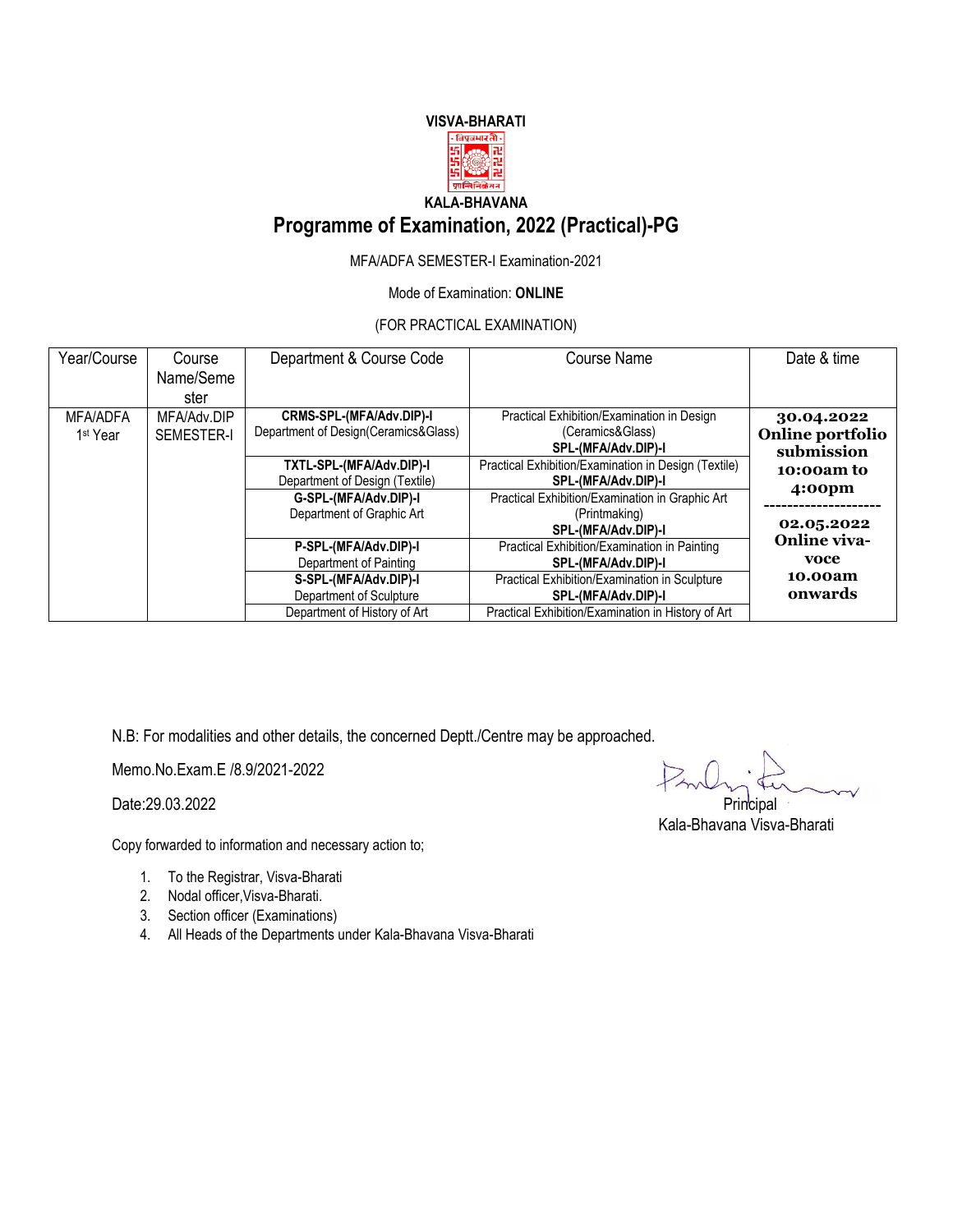**VISVA-BHARATI**

**KALA-BHAVANA**

# Programme of Examination, 2022 (Practical)-PG

MFA/ADFA SEMESTER-I Examination-2021

Mode of Examination: **ONLINE**

(FOR PRACTICAL EXAMINATION)

| Year/Course | Course Name/Semester | Department & Course Code | Course Name | Date & time |
|---|---|---|---|---|
| MFA/ADFA 1st Year | MFA/Adv.DIP SEMESTER-I | **CRMS-SPL-(MFA/Adv.DIP)-I** Department of Design(Ceramics&Glass) | Practical Exhibition/Examination in Design (Ceramics&Glass) **SPL-(MFA/Adv.DIP)-I** | **30.04.2022 Online portfolio submission 10:00am to 4:00pm** -------------------- **02.05.2022 Online viva-voce 10.00am onwards** |
| | | **TXTL-SPL-(MFA/Adv.DIP)-I** Department of Design (Textile) | Practical Exhibition/Examination in Design (Textile) **SPL-(MFA/Adv.DIP)-I** | |
| | | **G-SPL-(MFA/Adv.DIP)-I** Department of Graphic Art | Practical Exhibition/Examination in Graphic Art (Printmaking) **SPL-(MFA/Adv.DIP)-I** | |
| | | **P-SPL-(MFA/Adv.DIP)-I** Department of Painting | Practical Exhibition/Examination in Painting **SPL-(MFA/Adv.DIP)-I** | |
| | | **S-SPL-(MFA/Adv.DIP)-I** Department of Sculpture | Practical Exhibition/Examination in Sculpture **SPL-(MFA/Adv.DIP)-I** | |
| | | Department of History of Art | Practical Exhibition/Examination in History of Art | |

N.B: For modalities and other details, the concerned Deptt./Centre may be approached.

Memo.No.Exam.E /8.9/2021-2022

Date:29.03.2022

Principal
Kala-Bhavana Visva-Bharati

Copy forwarded to information and necessary action to;

1. To the Registrar, Visva-Bharati
2. Nodal officer,Visva-Bharati.
3. Section officer (Examinations)
4. All Heads of the Departments under Kala-Bhavana Visva-Bharati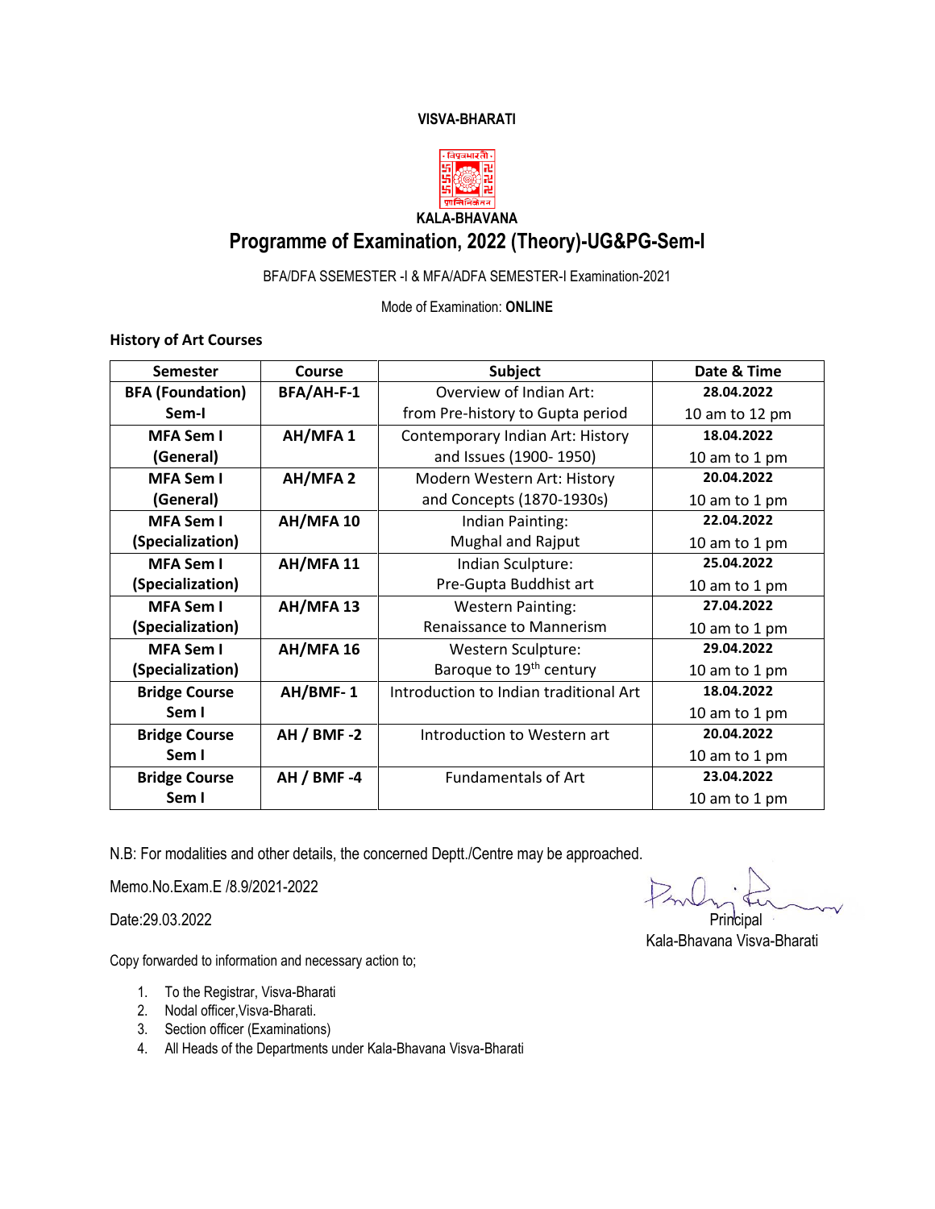**VISVA-BHARATI**

**KALA-BHAVANA**

# Programme of Examination, 2022 (Theory)-UG&PG-Sem-I

BFA/DFA SSEMESTER -I & MFA/ADFA SEMESTER-I Examination-2021

Mode of Examination: **ONLINE**

**History of Art Courses**

| Semester | Course | Subject | Date & Time |
|---|---|---|---|
| **BFA (Foundation) Sem-I** | **BFA/AH-F-1** | Overview of Indian Art: from Pre-history to Gupta period | **28.04.2022** 10 am to 12 pm |
| **MFA Sem I (General)** | **AH/MFA 1** | Contemporary Indian Art: History and Issues (1900- 1950) | **18.04.2022** 10 am to 1 pm |
| **MFA Sem I (General)** | **AH/MFA 2** | Modern Western Art: History and Concepts (1870-1930s) | **20.04.2022** 10 am to 1 pm |
| **MFA Sem I (Specialization)** | **AH/MFA 10** | Indian Painting: Mughal and Rajput | **22.04.2022** 10 am to 1 pm |
| **MFA Sem I (Specialization)** | **AH/MFA 11** | Indian Sculpture: Pre-Gupta Buddhist art | **25.04.2022** 10 am to 1 pm |
| **MFA Sem I (Specialization)** | **AH/MFA 13** | Western Painting: Renaissance to Mannerism | **27.04.2022** 10 am to 1 pm |
| **MFA Sem I (Specialization)** | **AH/MFA 16** | Western Sculpture: Baroque to 19th century | **29.04.2022** 10 am to 1 pm |
| **Bridge Course Sem I** | **AH/BMF- 1** | Introduction to Indian traditional Art | **18.04.2022** 10 am to 1 pm |
| **Bridge Course Sem I** | **AH / BMF -2** | Introduction to Western art | **20.04.2022** 10 am to 1 pm |
| **Bridge Course Sem I** | **AH / BMF -4** | Fundamentals of Art | **23.04.2022** 10 am to 1 pm |

N.B: For modalities and other details, the concerned Deptt./Centre may be approached.

Memo.No.Exam.E /8.9/2021-2022

Date:29.03.2022

Principal
Kala-Bhavana Visva-Bharati

Copy forwarded to information and necessary action to;

1. To the Registrar, Visva-Bharati
2. Nodal officer,Visva-Bharati.
3. Section officer (Examinations)
4. All Heads of the Departments under Kala-Bhavana Visva-Bharati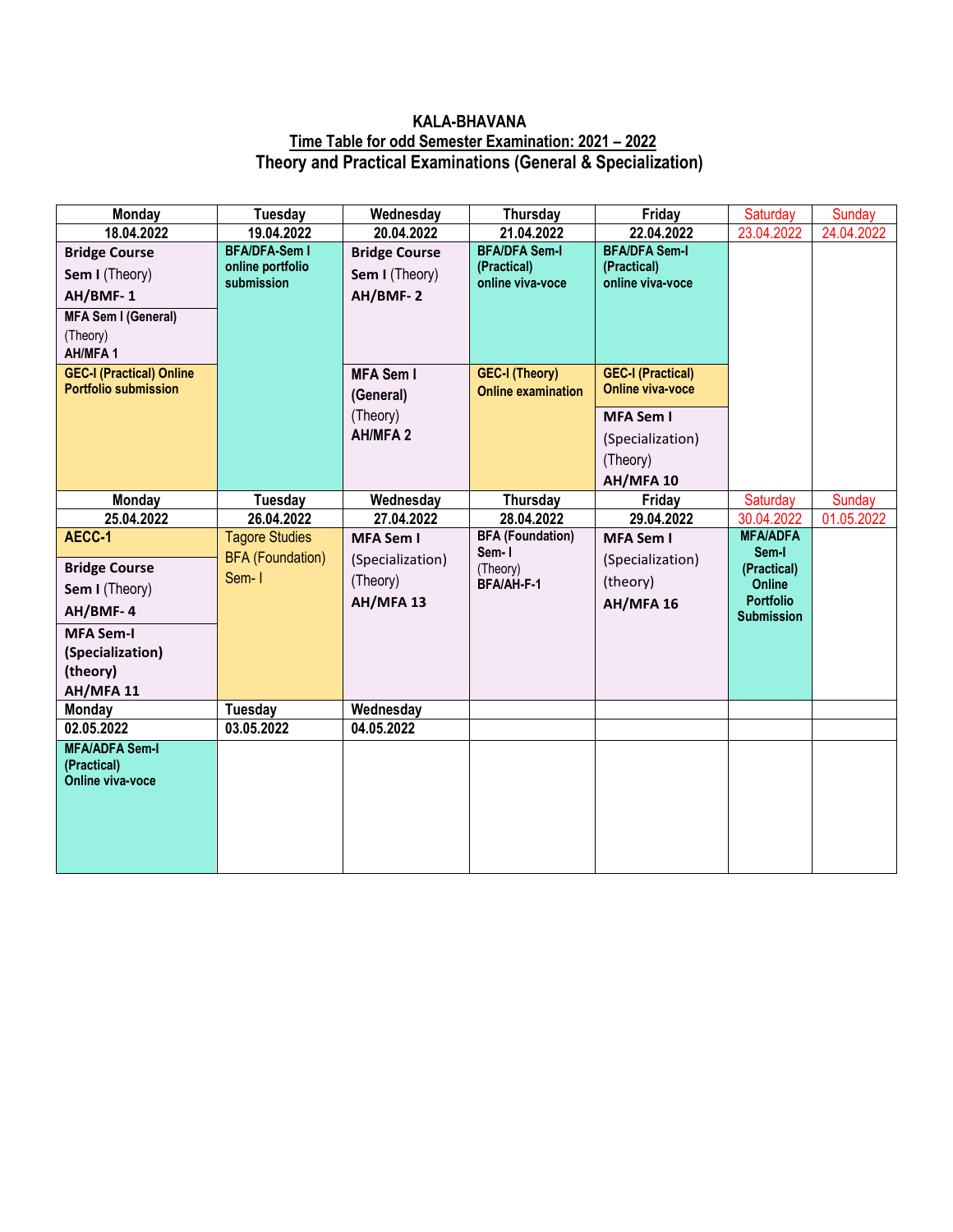**KALA-BHAVANA**

**Time Table for odd Semester Examination: 2021 – 2022**

**Theory and Practical Examinations (General & Specialization)**

| Monday | Tuesday | Wednesday | Thursday | Friday | Saturday | Sunday |
|---|---|---|---|---|---|---|
| **18.04.2022** | **19.04.2022** | **20.04.2022** | **21.04.2022** | **22.04.2022** | 23.04.2022 | 24.04.2022 |
| **Bridge Course Sem I** (Theory) **AH/BMF- 1**<br>**MFA Sem I (General)** (Theory) **AH/MFA 1**<br>**GEC-I (Practical) Online Portfolio submission** | **BFA/DFA-Sem I online portfolio submission** | **Bridge Course Sem I** (Theory) **AH/BMF- 2**<br>**MFA Sem I (General)** (Theory) **AH/MFA 2** | **BFA/DFA Sem-I (Practical) online viva-voce**<br>**GEC-I (Theory) Online examination** | **BFA/DFA Sem-I (Practical) online viva-voce**<br>**GEC-I (Practical) Online viva-voce**<br>**MFA Sem I** (Specialization) (Theory) **AH/MFA 10** | | |
| **Monday** | **Tuesday** | **Wednesday** | **Thursday** | **Friday** | Saturday | Sunday |
| **25.04.2022** | **26.04.2022** | **27.04.2022** | **28.04.2022** | **29.04.2022** | 30.04.2022 | 01.05.2022 |
| **AECC-1**<br>**Bridge Course Sem I** (Theory) **AH/BMF- 4**<br>**MFA Sem-I (Specialization) (theory) AH/MFA 11** | Tagore Studies BFA (Foundation) Sem- I | **MFA Sem I** (Specialization) (Theory) **AH/MFA 13** | **BFA (Foundation) Sem- I** (Theory) **BFA/AH-F-1** | **MFA Sem I** (Specialization) (theory) **AH/MFA 16** | **MFA/ADFA Sem-I (Practical) Online Portfolio Submission** | |
| **Monday** | **Tuesday** | **Wednesday** | | | | |
| **02.05.2022** | **03.05.2022** | **04.05.2022** | | | | |
| **MFA/ADFA Sem-I (Practical) Online viva-voce** | | | | | | |